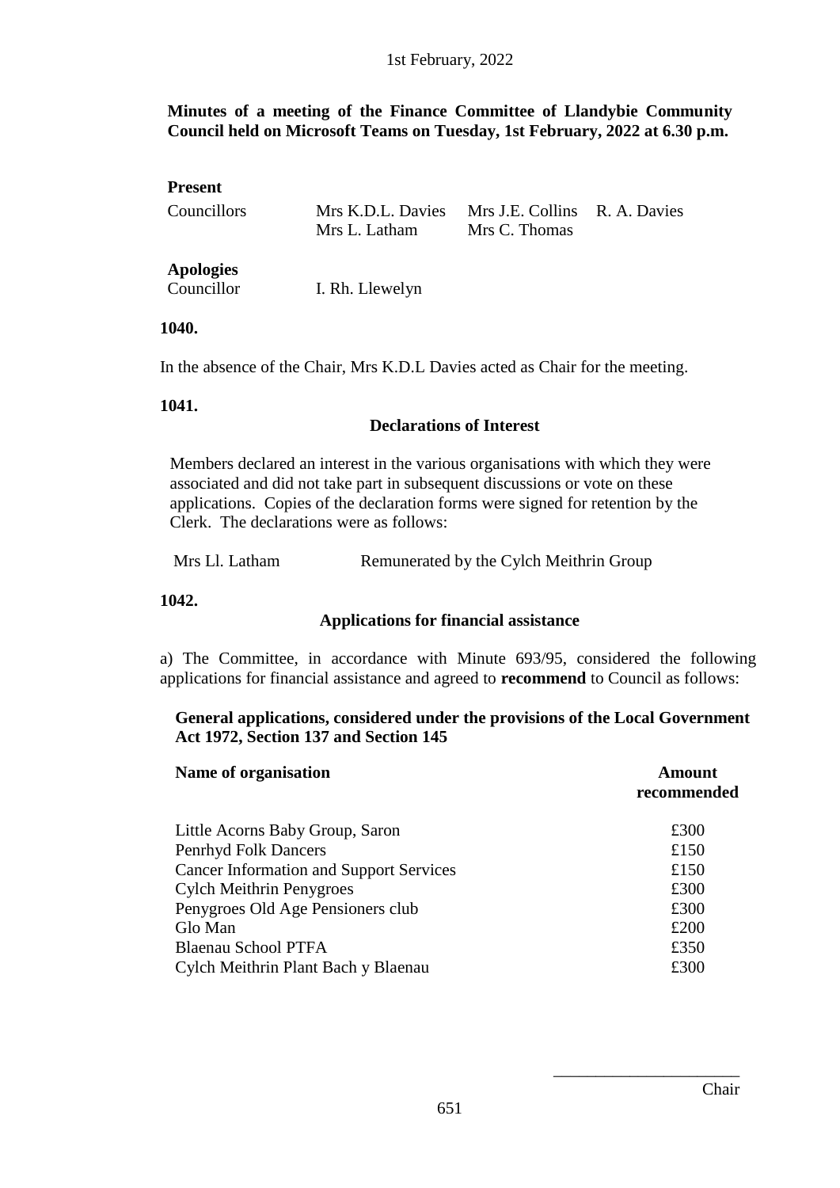**Minutes of a meeting of the Finance Committee of Llandybie Community Council held on Microsoft Teams on Tuesday, 1st February, 2022 at 6.30 p.m.**

**Present**

| Councillors | Mrs K.D.L. Davies | Mrs J.E. Collins | R. A. Davies |
|---|---|---|---|
| | Mrs L. Latham | Mrs C. Thomas | |

**Apologies**

Councillor I. Rh. Llewelyn

**1040.**

In the absence of the Chair, Mrs K.D.L Davies acted as Chair for the meeting.

**1041.**

**Declarations of Interest**

Members declared an interest in the various organisations with which they were associated and did not take part in subsequent discussions or vote on these applications. Copies of the declaration forms were signed for retention by the Clerk. The declarations were as follows:

Mrs Ll. Latham — Remunerated by the Cylch Meithrin Group

**1042.**

**Applications for financial assistance**

a) The Committee, in accordance with Minute 693/95, considered the following applications for financial assistance and agreed to **recommend** to Council as follows:

**General applications, considered under the provisions of the Local Government Act 1972, Section 137 and Section 145**

| Name of organisation | Amount recommended |
|---|---|
| Little Acorns Baby Group, Saron | £300 |
| Penrhyd Folk Dancers | £150 |
| Cancer Information and Support Services | £150 |
| Cylch Meithrin Penygroes | £300 |
| Penygroes Old Age Pensioners club | £300 |
| Glo Man | £200 |
| Blaenau School PTFA | £350 |
| Cylch Meithrin Plant Bach y Blaenau | £300 |

\_\_\_\_\_\_\_\_\_\_\_\_\_\_\_\_\_\_\_\_\_\_

Chair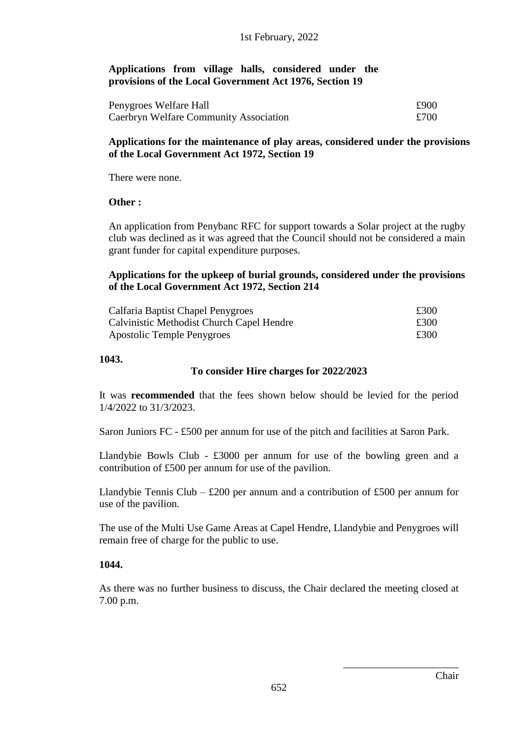**Applications from village halls, considered under the provisions of the Local Government Act 1976, Section 19**

| | |
|---|---|
| Penygroes Welfare Hall | £900 |
| Caerbryn Welfare Community Association | £700 |

**Applications for the maintenance of play areas, considered under the provisions of the Local Government Act 1972, Section 19**

There were none.

**Other :**

An application from Penybanc RFC for support towards a Solar project at the rugby club was declined as it was agreed that the Council should not be considered a main grant funder for capital expenditure purposes.

**Applications for the upkeep of burial grounds, considered under the provisions of the Local Government Act 1972, Section 214**

| | |
|---|---|
| Calfaria Baptist Chapel Penygroes | £300 |
| Calvinistic Methodist Church Capel Hendre | £300 |
| Apostolic Temple Penygroes | £300 |

**1043.**

**To consider Hire charges for 2022/2023**

It was **recommended** that the fees shown below should be levied for the period 1/4/2022 to 31/3/2023.

Saron Juniors FC - £500 per annum for use of the pitch and facilities at Saron Park.

Llandybie Bowls Club - £3000 per annum for use of the bowling green and a contribution of £500 per annum for use of the pavilion.

Llandybie Tennis Club – £200 per annum and a contribution of £500 per annum for use of the pavilion.

The use of the Multi Use Game Areas at Capel Hendre, Llandybie and Penygroes will remain free of charge for the public to use.

**1044.**

As there was no further business to discuss, the Chair declared the meeting closed at 7.00 p.m.

\_\_\_\_\_\_\_\_\_\_\_\_\_\_\_\_\_\_\_\_\_\_

Chair